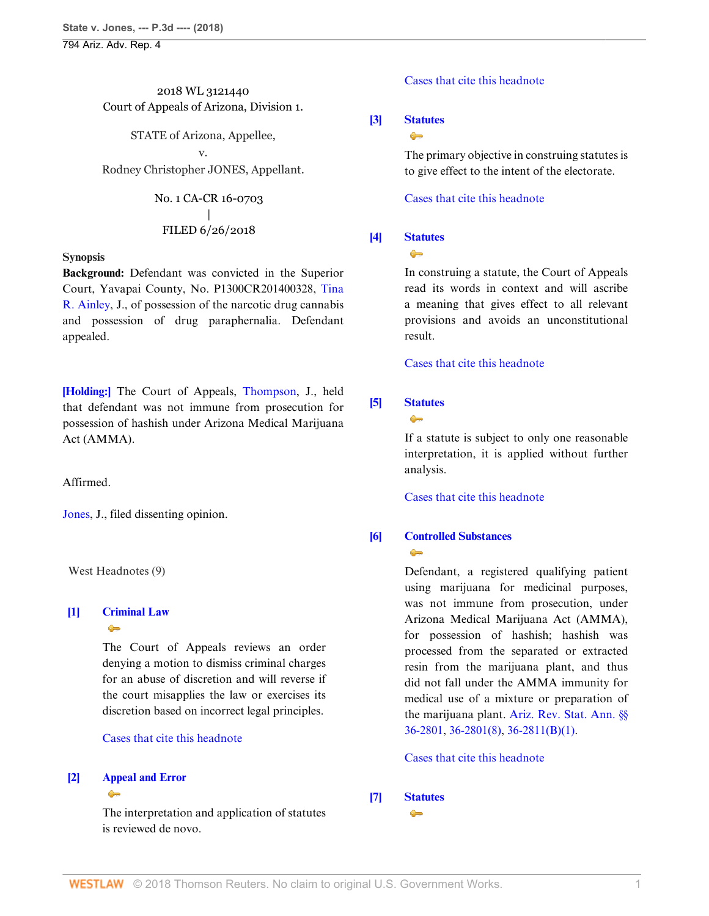2018 WL 3121440
Court of Appeals of Arizona, Division 1.

STATE of Arizona, Appellee,
v.
Rodney Christopher JONES, Appellant.

No. 1 CA-CR 16-0703
|
FILED 6/26/2018

**Synopsis**

**Background:** Defendant was convicted in the Superior Court, Yavapai County, No. P1300CR201400328, Tina R. Ainley, J., of possession of the narcotic drug cannabis and possession of drug paraphernalia. Defendant appealed.

**[Holding:]** The Court of Appeals, Thompson, J., held that defendant was not immune from prosecution for possession of hashish under Arizona Medical Marijuana Act (AMMA).

Affirmed.

Jones, J., filed dissenting opinion.

West Headnotes (9)

**[1] Criminal Law**

The Court of Appeals reviews an order denying a motion to dismiss criminal charges for an abuse of discretion and will reverse if the court misapplies the law or exercises its discretion based on incorrect legal principles.

Cases that cite this headnote

**[2] Appeal and Error**

The interpretation and application of statutes is reviewed de novo.

Cases that cite this headnote

**[3] Statutes**

The primary objective in construing statutes is to give effect to the intent of the electorate.

Cases that cite this headnote

**[4] Statutes**

In construing a statute, the Court of Appeals read its words in context and will ascribe a meaning that gives effect to all relevant provisions and avoids an unconstitutional result.

Cases that cite this headnote

**[5] Statutes**

If a statute is subject to only one reasonable interpretation, it is applied without further analysis.

Cases that cite this headnote

**[6] Controlled Substances**

Defendant, a registered qualifying patient using marijuana for medicinal purposes, was not immune from prosecution, under Arizona Medical Marijuana Act (AMMA), for possession of hashish; hashish was processed from the separated or extracted resin from the marijuana plant, and thus did not fall under the AMMA immunity for medical use of a mixture or preparation of the marijuana plant. Ariz. Rev. Stat. Ann. §§ 36-2801, 36-2801(8), 36-2811(B)(1).

Cases that cite this headnote

**[7] Statutes**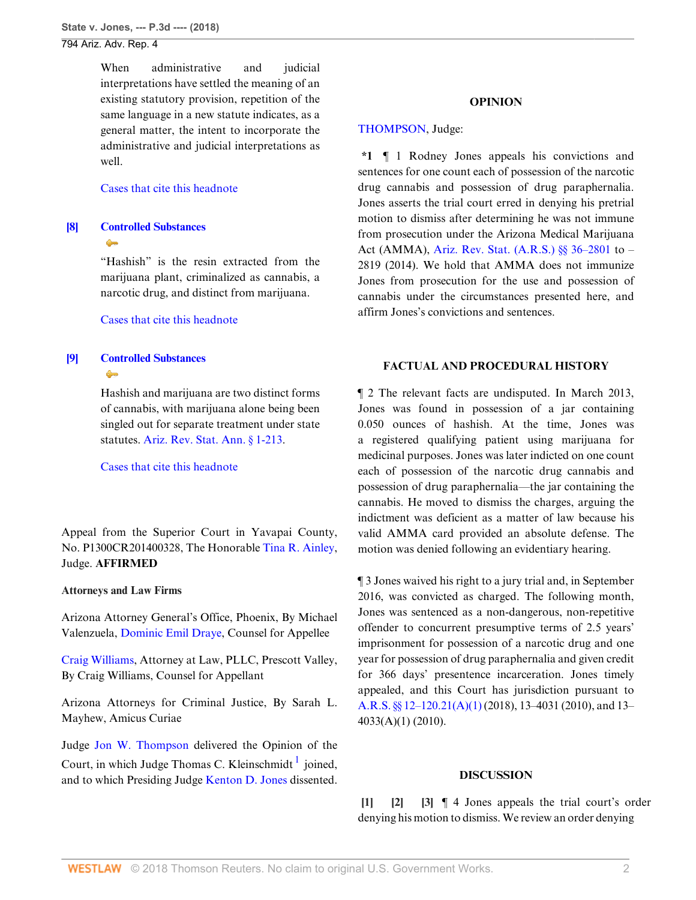When administrative and judicial interpretations have settled the meaning of an existing statutory provision, repetition of the same language in a new statute indicates, as a general matter, the intent to incorporate the administrative and judicial interpretations as well.

Cases that cite this headnote

**[8] Controlled Substances**

"Hashish" is the resin extracted from the marijuana plant, criminalized as cannabis, a narcotic drug, and distinct from marijuana.

Cases that cite this headnote

**[9] Controlled Substances**

Hashish and marijuana are two distinct forms of cannabis, with marijuana alone being been singled out for separate treatment under state statutes. Ariz. Rev. Stat. Ann. § 1-213.

Cases that cite this headnote

Appeal from the Superior Court in Yavapai County, No. P1300CR201400328, The Honorable Tina R. Ainley, Judge. **AFFIRMED**

**Attorneys and Law Firms**

Arizona Attorney General's Office, Phoenix, By Michael Valenzuela, Dominic Emil Draye, Counsel for Appellee

Craig Williams, Attorney at Law, PLLC, Prescott Valley, By Craig Williams, Counsel for Appellant

Arizona Attorneys for Criminal Justice, By Sarah L. Mayhew, Amicus Curiae

Judge Jon W. Thompson delivered the Opinion of the Court, in which Judge Thomas C. Kleinschmidt [1] joined, and to which Presiding Judge Kenton D. Jones dissented.

## OPINION

THOMPSON, Judge:

**\*1** ¶ 1 Rodney Jones appeals his convictions and sentences for one count each of possession of the narcotic drug cannabis and possession of drug paraphernalia. Jones asserts the trial court erred in denying his pretrial motion to dismiss after determining he was not immune from prosecution under the Arizona Medical Marijuana Act (AMMA), Ariz. Rev. Stat. (A.R.S.) §§ 36–2801 to –2819 (2014). We hold that AMMA does not immunize Jones from prosecution for the use and possession of cannabis under the circumstances presented here, and affirm Jones's convictions and sentences.

## FACTUAL AND PROCEDURAL HISTORY

¶ 2 The relevant facts are undisputed. In March 2013, Jones was found in possession of a jar containing 0.050 ounces of hashish. At the time, Jones was a registered qualifying patient using marijuana for medicinal purposes. Jones was later indicted on one count each of possession of the narcotic drug cannabis and possession of drug paraphernalia—the jar containing the cannabis. He moved to dismiss the charges, arguing the indictment was deficient as a matter of law because his valid AMMA card provided an absolute defense. The motion was denied following an evidentiary hearing.

¶ 3 Jones waived his right to a jury trial and, in September 2016, was convicted as charged. The following month, Jones was sentenced as a non-dangerous, non-repetitive offender to concurrent presumptive terms of 2.5 years' imprisonment for possession of a narcotic drug and one year for possession of drug paraphernalia and given credit for 366 days' presentence incarceration. Jones timely appealed, and this Court has jurisdiction pursuant to A.R.S. §§ 12–120.21(A)(1) (2018), 13–4031 (2010), and 13–4033(A)(1) (2010).

## DISCUSSION

**[1] [2] [3]** ¶ 4 Jones appeals the trial court's order denying his motion to dismiss. We review an order denying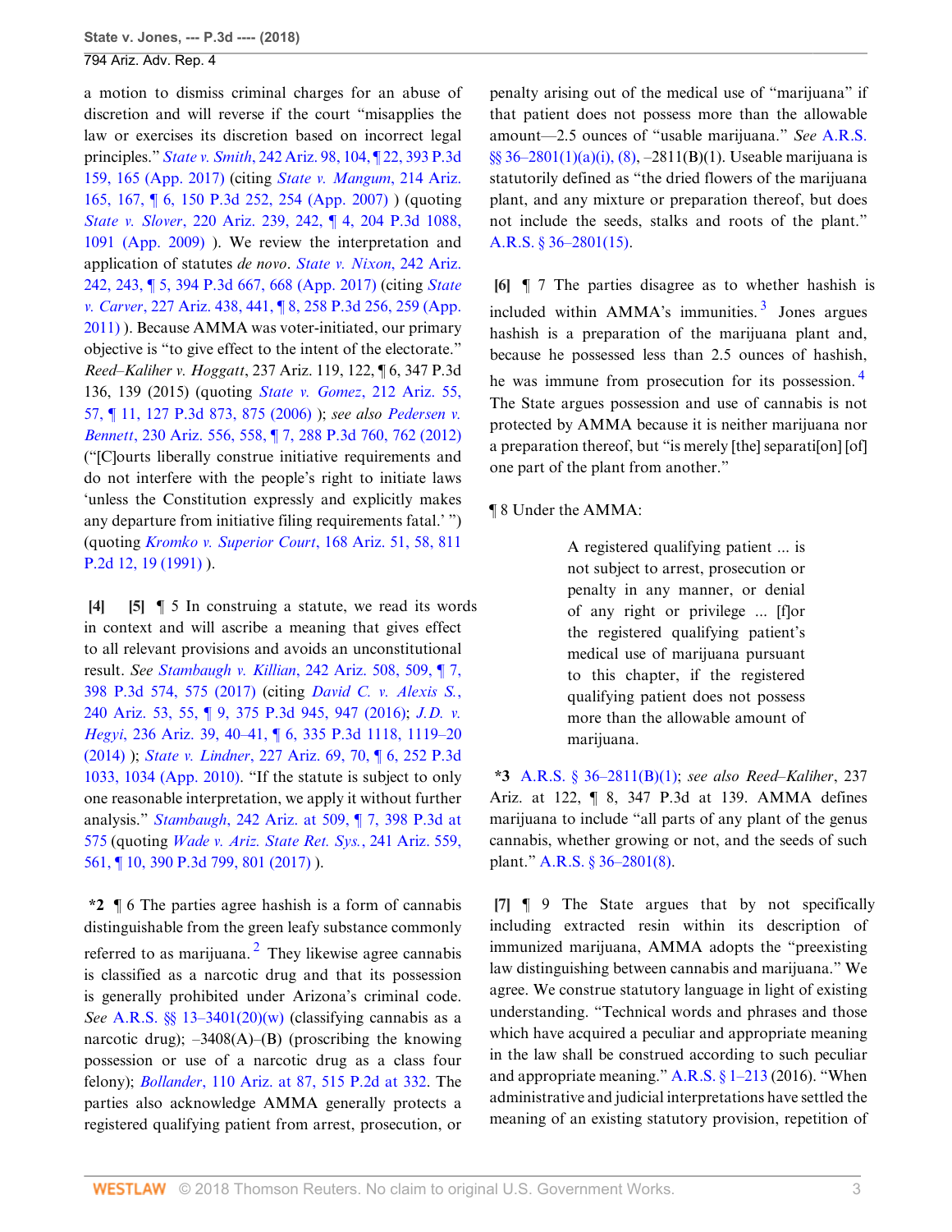a motion to dismiss criminal charges for an abuse of discretion and will reverse if the court "misapplies the law or exercises its discretion based on incorrect legal principles." *State v. Smith*, 242 Ariz. 98, 104, ¶ 22, 393 P.3d 159, 165 (App. 2017) (citing *State v. Mangum*, 214 Ariz. 165, 167, ¶ 6, 150 P.3d 252, 254 (App. 2007) ) (quoting *State v. Slover*, 220 Ariz. 239, 242, ¶ 4, 204 P.3d 1088, 1091 (App. 2009) ). We review the interpretation and application of statutes *de novo*. *State v. Nixon*, 242 Ariz. 242, 243, ¶ 5, 394 P.3d 667, 668 (App. 2017) (citing *State v. Carver*, 227 Ariz. 438, 441, ¶ 8, 258 P.3d 256, 259 (App. 2011) ). Because AMMA was voter-initiated, our primary objective is "to give effect to the intent of the electorate." *Reed–Kaliher v. Hoggatt*, 237 Ariz. 119, 122, ¶ 6, 347 P.3d 136, 139 (2015) (quoting *State v. Gomez*, 212 Ariz. 55, 57, ¶ 11, 127 P.3d 873, 875 (2006) ); *see also Pedersen v. Bennett*, 230 Ariz. 556, 558, ¶ 7, 288 P.3d 760, 762 (2012) ("[C]ourts liberally construe initiative requirements and do not interfere with the people's right to initiate laws 'unless the Constitution expressly and explicitly makes any departure from initiative filing requirements fatal.' ") (quoting *Kromko v. Superior Court*, 168 Ariz. 51, 58, 811 P.2d 12, 19 (1991) ).

**[4]** **[5]** ¶ 5 In construing a statute, we read its words in context and will ascribe a meaning that gives effect to all relevant provisions and avoids an unconstitutional result. *See Stambaugh v. Killian*, 242 Ariz. 508, 509, ¶ 7, 398 P.3d 574, 575 (2017) (citing *David C. v. Alexis S.*, 240 Ariz. 53, 55, ¶ 9, 375 P.3d 945, 947 (2016); *J.D. v. Hegyi*, 236 Ariz. 39, 40–41, ¶ 6, 335 P.3d 1118, 1119–20 (2014) ); *State v. Lindner*, 227 Ariz. 69, 70, ¶ 6, 252 P.3d 1033, 1034 (App. 2010). "If the statute is subject to only one reasonable interpretation, we apply it without further analysis." *Stambaugh*, 242 Ariz. at 509, ¶ 7, 398 P.3d at 575 (quoting *Wade v. Ariz. State Ret. Sys.*, 241 Ariz. 559, 561, ¶ 10, 390 P.3d 799, 801 (2017) ).

**\*2** ¶ 6 The parties agree hashish is a form of cannabis distinguishable from the green leafy substance commonly referred to as marijuana.[2] They likewise agree cannabis is classified as a narcotic drug and that its possession is generally prohibited under Arizona's criminal code. *See* A.R.S. §§ 13–3401(20)(w) (classifying cannabis as a narcotic drug); –3408(A)–(B) (proscribing the knowing possession or use of a narcotic drug as a class four felony); *Bollander*, 110 Ariz. at 87, 515 P.2d at 332. The parties also acknowledge AMMA generally protects a registered qualifying patient from arrest, prosecution, or penalty arising out of the medical use of "marijuana" if that patient does not possess more than the allowable amount—2.5 ounces of "usable marijuana." *See* A.R.S. §§ 36–2801(1)(a)(i), (8), –2811(B)(1). Useable marijuana is statutorily defined as "the dried flowers of the marijuana plant, and any mixture or preparation thereof, but does not include the seeds, stalks and roots of the plant." A.R.S. § 36–2801(15).

**[6]** ¶ 7 The parties disagree as to whether hashish is included within AMMA's immunities.[3] Jones argues hashish is a preparation of the marijuana plant and, because he possessed less than 2.5 ounces of hashish, he was immune from prosecution for its possession.[4] The State argues possession and use of cannabis is not protected by AMMA because it is neither marijuana nor a preparation thereof, but "is merely [the] separati[on] [of] one part of the plant from another."

¶ 8 Under the AMMA:

> A registered qualifying patient ... is not subject to arrest, prosecution or penalty in any manner, or denial of any right or privilege ... [f]or the registered qualifying patient's medical use of marijuana pursuant to this chapter, if the registered qualifying patient does not possess more than the allowable amount of marijuana.

**\*3** A.R.S. § 36–2811(B)(1); *see also Reed–Kaliher*, 237 Ariz. at 122, ¶ 8, 347 P.3d at 139. AMMA defines marijuana to include "all parts of any plant of the genus cannabis, whether growing or not, and the seeds of such plant." A.R.S. § 36–2801(8).

**[7]** ¶ 9 The State argues that by not specifically including extracted resin within its description of immunized marijuana, AMMA adopts the "preexisting law distinguishing between cannabis and marijuana." We agree. We construe statutory language in light of existing understanding. "Technical words and phrases and those which have acquired a peculiar and appropriate meaning in the law shall be construed according to such peculiar and appropriate meaning." A.R.S. § 1–213 (2016). "When administrative and judicial interpretations have settled the meaning of an existing statutory provision, repetition of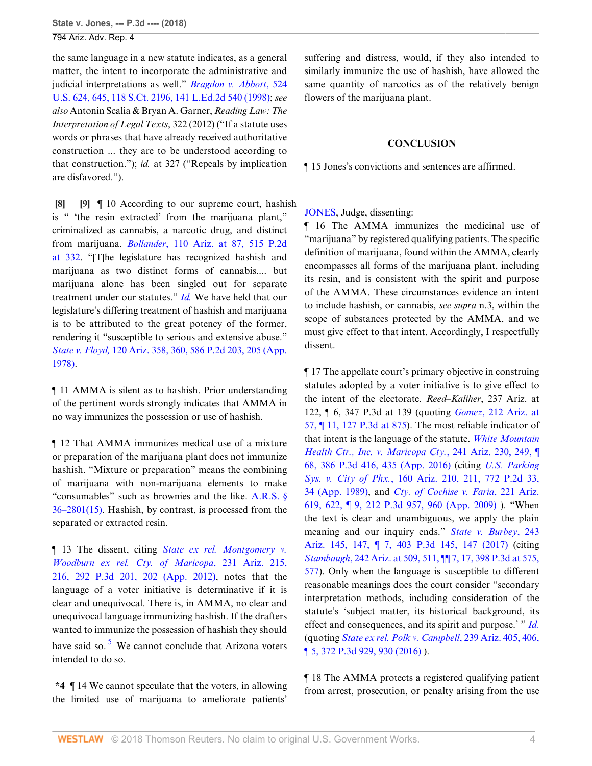the same language in a new statute indicates, as a general matter, the intent to incorporate the administrative and judicial interpretations as well." *Bragdon v. Abbott*, 524 U.S. 624, 645, 118 S.Ct. 2196, 141 L.Ed.2d 540 (1998); *see also* Antonin Scalia & Bryan A. Garner, *Reading Law: The Interpretation of Legal Texts*, 322 (2012) ("If a statute uses words or phrases that have already received authoritative construction ... they are to be understood according to that construction."); *id.* at 327 ("Repeals by implication are disfavored.").

**[8]** **[9]** ¶ 10 According to our supreme court, hashish is " 'the resin extracted' from the marijuana plant," criminalized as cannabis, a narcotic drug, and distinct from marijuana. *Bollander*, 110 Ariz. at 87, 515 P.2d at 332. "[T]he legislature has recognized hashish and marijuana as two distinct forms of cannabis.... but marijuana alone has been singled out for separate treatment under our statutes." *Id.* We have held that our legislature's differing treatment of hashish and marijuana is to be attributed to the great potency of the former, rendering it "susceptible to serious and extensive abuse." *State v. Floyd*, 120 Ariz. 358, 360, 586 P.2d 203, 205 (App. 1978).

¶ 11 AMMA is silent as to hashish. Prior understanding of the pertinent words strongly indicates that AMMA in no way immunizes the possession or use of hashish.

¶ 12 That AMMA immunizes medical use of a mixture or preparation of the marijuana plant does not immunize hashish. "Mixture or preparation" means the combining of marijuana with non-marijuana elements to make "consumables" such as brownies and the like. A.R.S. § 36–2801(15). Hashish, by contrast, is processed from the separated or extracted resin.

¶ 13 The dissent, citing *State ex rel. Montgomery v. Woodburn ex rel. Cty. of Maricopa*, 231 Ariz. 215, 216, 292 P.3d 201, 202 (App. 2012), notes that the language of a voter initiative is determinative if it is clear and unequivocal. There is, in AMMA, no clear and unequivocal language immunizing hashish. If the drafters wanted to immunize the possession of hashish they should have said so.[5] We cannot conclude that Arizona voters intended to do so.

**\*4** ¶ 14 We cannot speculate that the voters, in allowing the limited use of marijuana to ameliorate patients' suffering and distress, would, if they also intended to similarly immunize the use of hashish, have allowed the same quantity of narcotics as of the relatively benign flowers of the marijuana plant.

## CONCLUSION

¶ 15 Jones's convictions and sentences are affirmed.

JONES, Judge, dissenting:

¶ 16 The AMMA immunizes the medicinal use of "marijuana" by registered qualifying patients. The specific definition of marijuana, found within the AMMA, clearly encompasses all forms of the marijuana plant, including its resin, and is consistent with the spirit and purpose of the AMMA. These circumstances evidence an intent to include hashish, or cannabis, *see supra* n.3, within the scope of substances protected by the AMMA, and we must give effect to that intent. Accordingly, I respectfully dissent.

¶ 17 The appellate court's primary objective in construing statutes adopted by a voter initiative is to give effect to the intent of the electorate. *Reed–Kaliher*, 237 Ariz. at 122, ¶ 6, 347 P.3d at 139 (quoting *Gomez*, 212 Ariz. at 57, ¶ 11, 127 P.3d at 875). The most reliable indicator of that intent is the language of the statute. *White Mountain Health Ctr., Inc. v. Maricopa Cty.*, 241 Ariz. 230, 249, ¶ 68, 386 P.3d 416, 435 (App. 2016) (citing *U.S. Parking Sys. v. City of Phx.*, 160 Ariz. 210, 211, 772 P.2d 33, 34 (App. 1989), and *Cty. of Cochise v. Faria*, 221 Ariz. 619, 622, ¶ 9, 212 P.3d 957, 960 (App. 2009) ). "When the text is clear and unambiguous, we apply the plain meaning and our inquiry ends." *State v. Burbey*, 243 Ariz. 145, 147, ¶ 7, 403 P.3d 145, 147 (2017) (citing *Stambaugh*, 242 Ariz. at 509, 511, ¶¶ 7, 17, 398 P.3d at 575, 577). Only when the language is susceptible to different reasonable meanings does the court consider "secondary interpretation methods, including consideration of the statute's 'subject matter, its historical background, its effect and consequences, and its spirit and purpose.' " *Id.* (quoting *State ex rel. Polk v. Campbell*, 239 Ariz. 405, 406, ¶ 5, 372 P.3d 929, 930 (2016) ).

¶ 18 The AMMA protects a registered qualifying patient from arrest, prosecution, or penalty arising from the use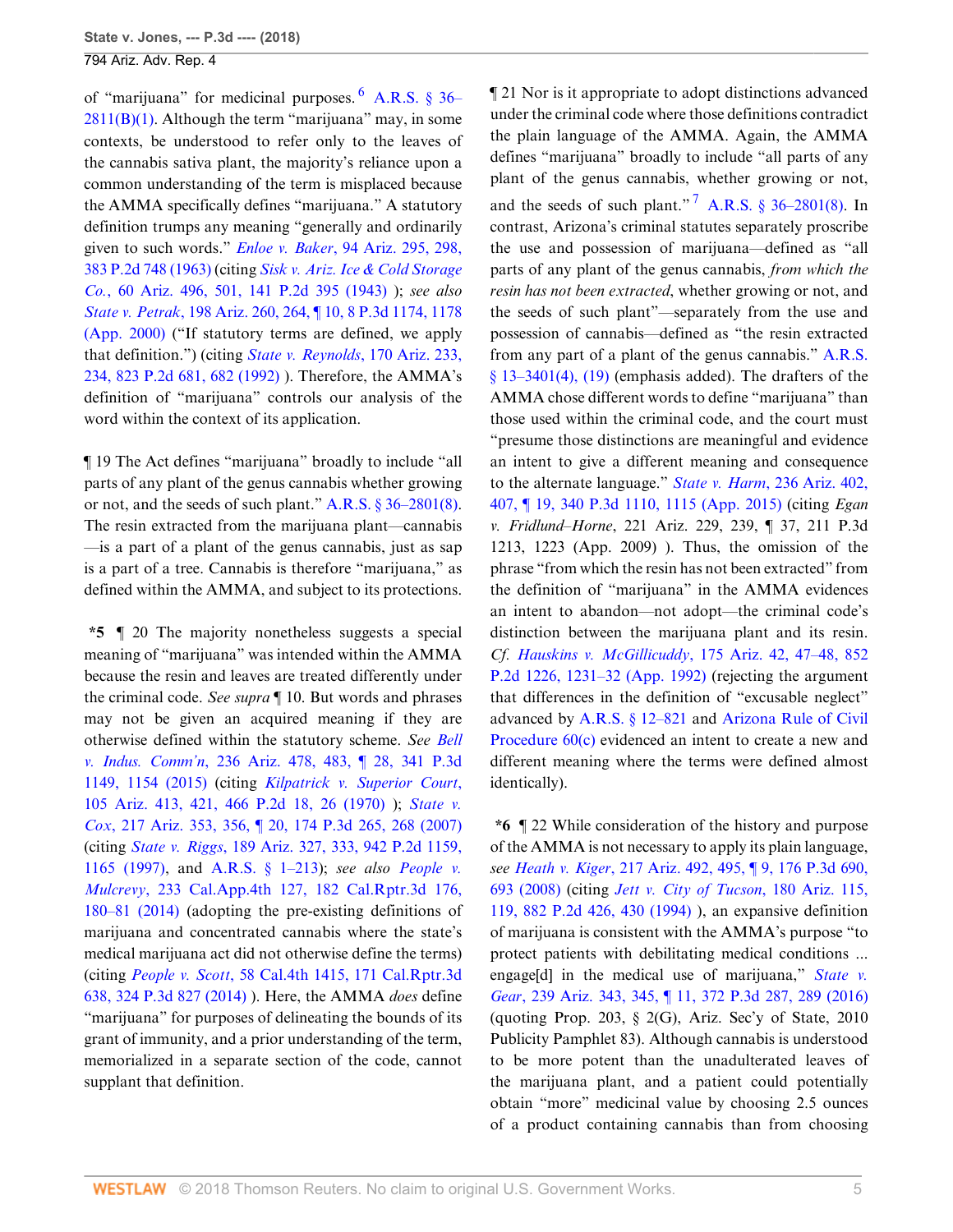of "marijuana" for medicinal purposes.[6] A.R.S. § 36–2811(B)(1). Although the term "marijuana" may, in some contexts, be understood to refer only to the leaves of the cannabis sativa plant, the majority's reliance upon a common understanding of the term is misplaced because the AMMA specifically defines "marijuana." A statutory definition trumps any meaning "generally and ordinarily given to such words." *Enloe v. Baker*, 94 Ariz. 295, 298, 383 P.2d 748 (1963) (citing *Sisk v. Ariz. Ice & Cold Storage Co.*, 60 Ariz. 496, 501, 141 P.2d 395 (1943) ); *see also State v. Petrak*, 198 Ariz. 260, 264, ¶ 10, 8 P.3d 1174, 1178 (App. 2000) ("If statutory terms are defined, we apply that definition.") (citing *State v. Reynolds*, 170 Ariz. 233, 234, 823 P.2d 681, 682 (1992) ). Therefore, the AMMA's definition of "marijuana" controls our analysis of the word within the context of its application.

¶ 19 The Act defines "marijuana" broadly to include "all parts of any plant of the genus cannabis whether growing or not, and the seeds of such plant." A.R.S. § 36–2801(8). The resin extracted from the marijuana plant—cannabis—is a part of a plant of the genus cannabis, just as sap is a part of a tree. Cannabis is therefore "marijuana," as defined within the AMMA, and subject to its protections.

**\*5** ¶ 20 The majority nonetheless suggests a special meaning of "marijuana" was intended within the AMMA because the resin and leaves are treated differently under the criminal code. *See supra* ¶ 10. But words and phrases may not be given an acquired meaning if they are otherwise defined within the statutory scheme. *See Bell v. Indus. Comm'n*, 236 Ariz. 478, 483, ¶ 28, 341 P.3d 1149, 1154 (2015) (citing *Kilpatrick v. Superior Court*, 105 Ariz. 413, 421, 466 P.2d 18, 26 (1970) ); *State v. Cox*, 217 Ariz. 353, 356, ¶ 20, 174 P.3d 265, 268 (2007) (citing *State v. Riggs*, 189 Ariz. 327, 333, 942 P.2d 1159, 1165 (1997), and A.R.S. § 1–213); *see also People v. Mulcrevy*, 233 Cal.App.4th 127, 182 Cal.Rptr.3d 176, 180–81 (2014) (adopting the pre-existing definitions of marijuana and concentrated cannabis where the state's medical marijuana act did not otherwise define the terms) (citing *People v. Scott*, 58 Cal.4th 1415, 171 Cal.Rptr.3d 638, 324 P.3d 827 (2014) ). Here, the AMMA *does* define "marijuana" for purposes of delineating the bounds of its grant of immunity, and a prior understanding of the term, memorialized in a separate section of the code, cannot supplant that definition.

¶ 21 Nor is it appropriate to adopt distinctions advanced under the criminal code where those definitions contradict the plain language of the AMMA. Again, the AMMA defines "marijuana" broadly to include "all parts of any plant of the genus cannabis, whether growing or not, and the seeds of such plant."[7] A.R.S. § 36–2801(8). In contrast, Arizona's criminal statutes separately proscribe the use and possession of marijuana—defined as "all parts of any plant of the genus cannabis, *from which the resin has not been extracted*, whether growing or not, and the seeds of such plant"—separately from the use and possession of cannabis—defined as "the resin extracted from any part of a plant of the genus cannabis." A.R.S. § 13–3401(4), (19) (emphasis added). The drafters of the AMMA chose different words to define "marijuana" than those used within the criminal code, and the court must "presume those distinctions are meaningful and evidence an intent to give a different meaning and consequence to the alternate language." *State v. Harm*, 236 Ariz. 402, 407, ¶ 19, 340 P.3d 1110, 1115 (App. 2015) (citing *Egan v. Fridlund–Horne*, 221 Ariz. 229, 239, ¶ 37, 211 P.3d 1213, 1223 (App. 2009) ). Thus, the omission of the phrase "from which the resin has not been extracted" from the definition of "marijuana" in the AMMA evidences an intent to abandon—not adopt—the criminal code's distinction between the marijuana plant and its resin. *Cf. Hauskins v. McGillicuddy*, 175 Ariz. 42, 47–48, 852 P.2d 1226, 1231–32 (App. 1992) (rejecting the argument that differences in the definition of "excusable neglect" advanced by A.R.S. § 12–821 and Arizona Rule of Civil Procedure 60(c) evidenced an intent to create a new and different meaning where the terms were defined almost identically).

**\*6** ¶ 22 While consideration of the history and purpose of the AMMA is not necessary to apply its plain language, *see Heath v. Kiger*, 217 Ariz. 492, 495, ¶ 9, 176 P.3d 690, 693 (2008) (citing *Jett v. City of Tucson*, 180 Ariz. 115, 119, 882 P.2d 426, 430 (1994) ), an expansive definition of marijuana is consistent with the AMMA's purpose "to protect patients with debilitating medical conditions ... engage[d] in the medical use of marijuana," *State v. Gear*, 239 Ariz. 343, 345, ¶ 11, 372 P.3d 287, 289 (2016) (quoting Prop. 203, § 2(G), Ariz. Sec'y of State, 2010 Publicity Pamphlet 83). Although cannabis is understood to be more potent than the unadulterated leaves of the marijuana plant, and a patient could potentially obtain "more" medicinal value by choosing 2.5 ounces of a product containing cannabis than from choosing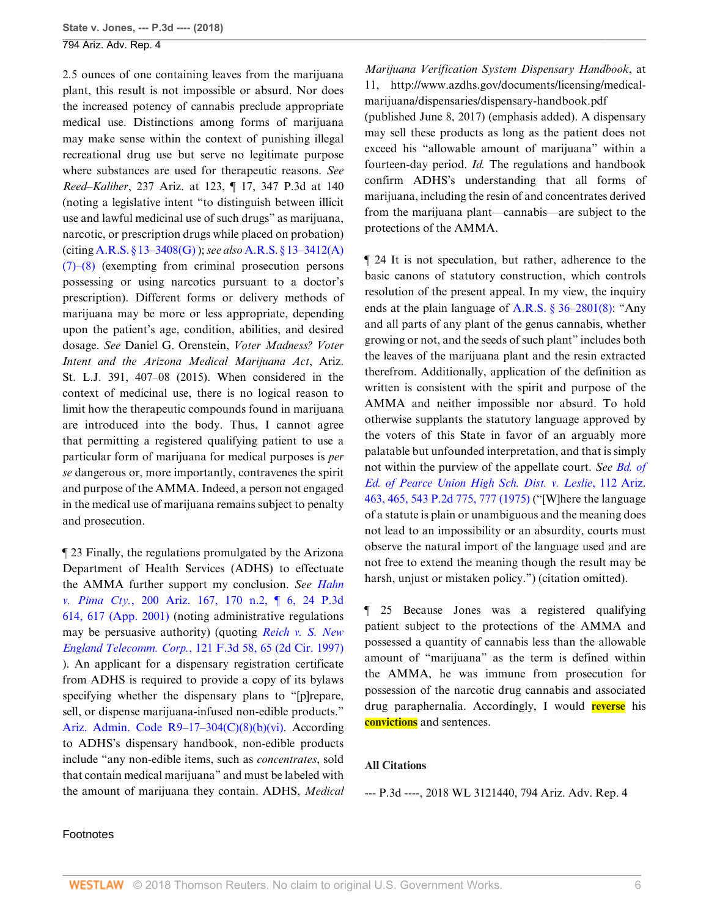2.5 ounces of one containing leaves from the marijuana plant, this result is not impossible or absurd. Nor does the increased potency of cannabis preclude appropriate medical use. Distinctions among forms of marijuana may make sense within the context of punishing illegal recreational drug use but serve no legitimate purpose where substances are used for therapeutic reasons. *See Reed–Kaliher*, 237 Ariz. at 123, ¶ 17, 347 P.3d at 140 (noting a legislative intent "to distinguish between illicit use and lawful medicinal use of such drugs" as marijuana, narcotic, or prescription drugs while placed on probation) (citing A.R.S. § 13–3408(G) ); *see also* A.R.S. § 13–3412(A)(7)–(8) (exempting from criminal prosecution persons possessing or using narcotics pursuant to a doctor's prescription). Different forms or delivery methods of marijuana may be more or less appropriate, depending upon the patient's age, condition, abilities, and desired dosage. *See* Daniel G. Orenstein, *Voter Madness? Voter Intent and the Arizona Medical Marijuana Act*, Ariz. St. L.J. 391, 407–08 (2015). When considered in the context of medicinal use, there is no logical reason to limit how the therapeutic compounds found in marijuana are introduced into the body. Thus, I cannot agree that permitting a registered qualifying patient to use a particular form of marijuana for medical purposes is *per se* dangerous or, more importantly, contravenes the spirit and purpose of the AMMA. Indeed, a person not engaged in the medical use of marijuana remains subject to penalty and prosecution.

¶ 23 Finally, the regulations promulgated by the Arizona Department of Health Services (ADHS) to effectuate the AMMA further support my conclusion. *See Hahn v. Pima Cty.*, 200 Ariz. 167, 170 n.2, ¶ 6, 24 P.3d 614, 617 (App. 2001) (noting administrative regulations may be persuasive authority) (quoting *Reich v. S. New England Telecomm. Corp.*, 121 F.3d 58, 65 (2d Cir. 1997) ). An applicant for a dispensary registration certificate from ADHS is required to provide a copy of its bylaws specifying whether the dispensary plans to "[p]repare, sell, or dispense marijuana-infused non-edible products." Ariz. Admin. Code R9–17–304(C)(8)(b)(vi). According to ADHS's dispensary handbook, non-edible products include "any non-edible items, such as *concentrates*, sold that contain medical marijuana" and must be labeled with the amount of marijuana they contain. ADHS, *Medical Marijuana Verification System Dispensary Handbook*, at 11, http://www.azdhs.gov/documents/licensing/medical-marijuana/dispensaries/dispensary-handbook.pdf (published June 8, 2017) (emphasis added). A dispensary may sell these products as long as the patient does not exceed his "allowable amount of marijuana" within a fourteen-day period. *Id.* The regulations and handbook confirm ADHS's understanding that all forms of marijuana, including the resin of and concentrates derived from the marijuana plant—cannabis—are subject to the protections of the AMMA.

¶ 24 It is not speculation, but rather, adherence to the basic canons of statutory construction, which controls resolution of the present appeal. In my view, the inquiry ends at the plain language of A.R.S. § 36–2801(8): "Any and all parts of any plant of the genus cannabis, whether growing or not, and the seeds of such plant" includes both the leaves of the marijuana plant and the resin extracted therefrom. Additionally, application of the definition as written is consistent with the spirit and purpose of the AMMA and neither impossible nor absurd. To hold otherwise supplants the statutory language approved by the voters of this State in favor of an arguably more palatable but unfounded interpretation, and that is simply not within the purview of the appellate court. *See Bd. of Ed. of Pearce Union High Sch. Dist. v. Leslie*, 112 Ariz. 463, 465, 543 P.2d 775, 777 (1975) ("[W]here the language of a statute is plain or unambiguous and the meaning does not lead to an impossibility or an absurdity, courts must observe the natural import of the language used and are not free to extend the meaning though the result may be harsh, unjust or mistaken policy.") (citation omitted).

¶ 25 Because Jones was a registered qualifying patient subject to the protections of the AMMA and possessed a quantity of cannabis less than the allowable amount of "marijuana" as the term is defined within the AMMA, he was immune from prosecution for possession of the narcotic drug cannabis and associated drug paraphernalia. Accordingly, I would **reverse** his **convictions** and sentences.

#### All Citations

--- P.3d ----, 2018 WL 3121440, 794 Ariz. Adv. Rep. 4

Footnotes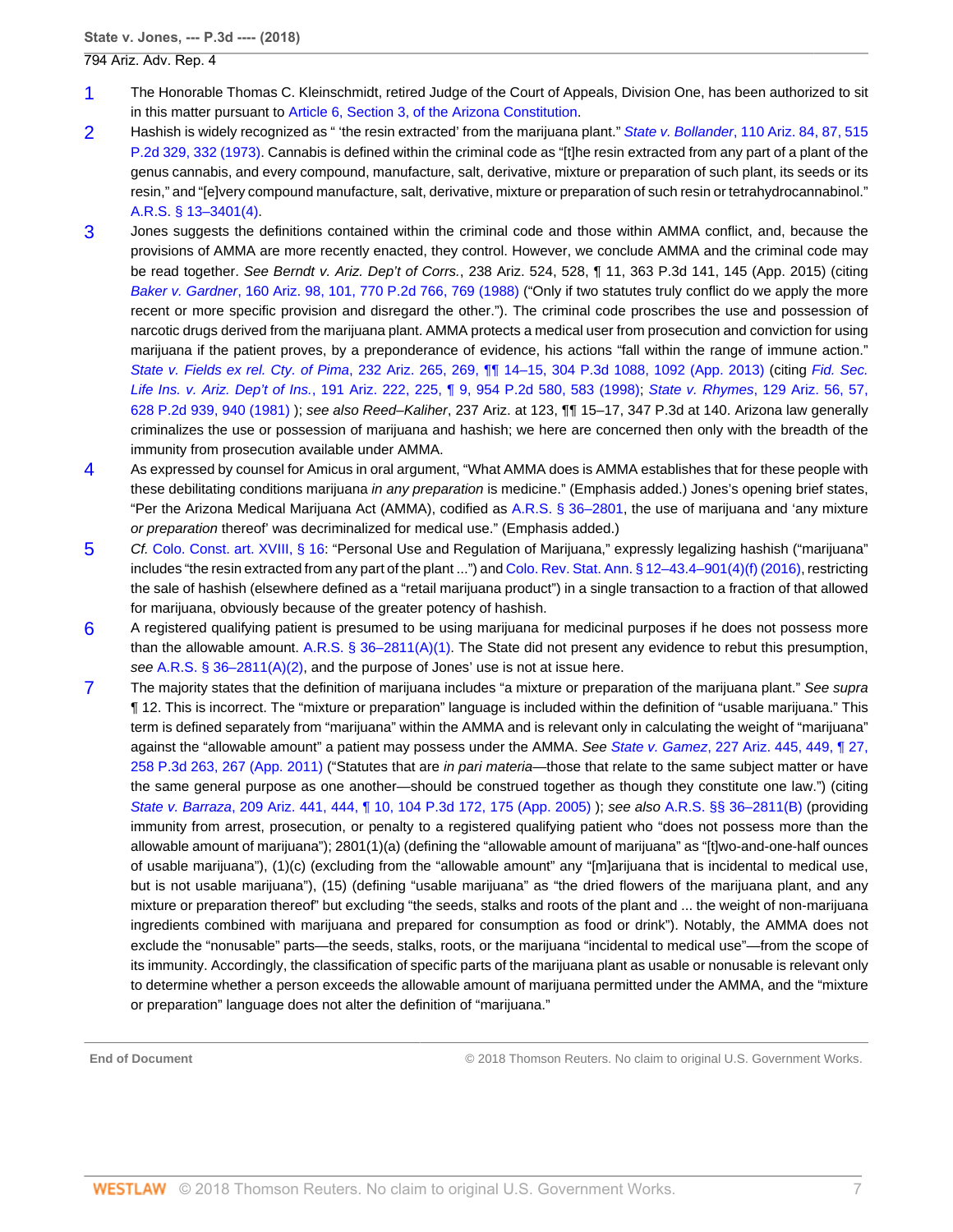1 The Honorable Thomas C. Kleinschmidt, retired Judge of the Court of Appeals, Division One, has been authorized to sit in this matter pursuant to Article 6, Section 3, of the Arizona Constitution.

2 Hashish is widely recognized as " 'the resin extracted' from the marijuana plant." *State v. Bollander*, 110 Ariz. 84, 87, 515 P.2d 329, 332 (1973). Cannabis is defined within the criminal code as "[t]he resin extracted from any part of a plant of the genus cannabis, and every compound, manufacture, salt, derivative, mixture or preparation of such plant, its seeds or its resin," and "[e]very compound manufacture, salt, derivative, mixture or preparation of such resin or tetrahydrocannabinol." A.R.S. § 13–3401(4).

3 Jones suggests the definitions contained within the criminal code and those within AMMA conflict, and, because the provisions of AMMA are more recently enacted, they control. However, we conclude AMMA and the criminal code may be read together. *See Berndt v. Ariz. Dep't of Corrs.*, 238 Ariz. 524, 528, ¶ 11, 363 P.3d 141, 145 (App. 2015) (citing *Baker v. Gardner*, 160 Ariz. 98, 101, 770 P.2d 766, 769 (1988) ("Only if two statutes truly conflict do we apply the more recent or more specific provision and disregard the other."). The criminal code proscribes the use and possession of narcotic drugs derived from the marijuana plant. AMMA protects a medical user from prosecution and conviction for using marijuana if the patient proves, by a preponderance of evidence, his actions "fall within the range of immune action." *State v. Fields ex rel. Cty. of Pima*, 232 Ariz. 265, 269, ¶¶ 14–15, 304 P.3d 1088, 1092 (App. 2013) (citing *Fid. Sec. Life Ins. v. Ariz. Dep't of Ins.*, 191 Ariz. 222, 225, ¶ 9, 954 P.2d 580, 583 (1998); *State v. Rhymes*, 129 Ariz. 56, 57, 628 P.2d 939, 940 (1981) ); *see also Reed–Kaliher*, 237 Ariz. at 123, ¶¶ 15–17, 347 P.3d at 140. Arizona law generally criminalizes the use or possession of marijuana and hashish; we here are concerned then only with the breadth of the immunity from prosecution available under AMMA.

4 As expressed by counsel for Amicus in oral argument, "What AMMA does is AMMA establishes that for these people with these debilitating conditions marijuana *in any preparation* is medicine." (Emphasis added.) Jones's opening brief states, "Per the Arizona Medical Marijuana Act (AMMA), codified as A.R.S. § 36–2801, the use of marijuana and 'any mixture *or preparation* thereof' was decriminalized for medical use." (Emphasis added.)

5 *Cf.* Colo. Const. art. XVIII, § 16: "Personal Use and Regulation of Marijuana," expressly legalizing hashish ("marijuana" includes "the resin extracted from any part of the plant ...") and Colo. Rev. Stat. Ann. § 12–43.4–901(4)(f) (2016), restricting the sale of hashish (elsewhere defined as a "retail marijuana product") in a single transaction to a fraction of that allowed for marijuana, obviously because of the greater potency of hashish.

6 A registered qualifying patient is presumed to be using marijuana for medicinal purposes if he does not possess more than the allowable amount. A.R.S. § 36–2811(A)(1). The State did not present any evidence to rebut this presumption, *see* A.R.S. § 36–2811(A)(2), and the purpose of Jones' use is not at issue here.

7 The majority states that the definition of marijuana includes "a mixture or preparation of the marijuana plant." *See supra* ¶ 12. This is incorrect. The "mixture or preparation" language is included within the definition of "usable marijuana." This term is defined separately from "marijuana" within the AMMA and is relevant only in calculating the weight of "marijuana" against the "allowable amount" a patient may possess under the AMMA. *See State v. Gamez*, 227 Ariz. 445, 449, ¶ 27, 258 P.3d 263, 267 (App. 2011) ("Statutes that are *in pari materia*—those that relate to the same subject matter or have the same general purpose as one another—should be construed together as though they constitute one law.") (citing *State v. Barraza*, 209 Ariz. 441, 444, ¶ 10, 104 P.3d 172, 175 (App. 2005) ); *see also* A.R.S. §§ 36–2811(B) (providing immunity from arrest, prosecution, or penalty to a registered qualifying patient who "does not possess more than the allowable amount of marijuana"); 2801(1)(a) (defining the "allowable amount of marijuana" as "[t]wo-and-one-half ounces of usable marijuana"), (1)(c) (excluding from the "allowable amount" any "[m]arijuana that is incidental to medical use, but is not usable marijuana"), (15) (defining "usable marijuana" as "the dried flowers of the marijuana plant, and any mixture or preparation thereof" but excluding "the seeds, stalks and roots of the plant and ... the weight of non-marijuana ingredients combined with marijuana and prepared for consumption as food or drink"). Notably, the AMMA does not exclude the "nonusable" parts—the seeds, stalks, roots, or the marijuana "incidental to medical use"—from the scope of its immunity. Accordingly, the classification of specific parts of the marijuana plant as usable or nonusable is relevant only to determine whether a person exceeds the allowable amount of marijuana permitted under the AMMA, and the "mixture or preparation" language does not alter the definition of "marijuana."

**End of Document** © 2018 Thomson Reuters. No claim to original U.S. Government Works.